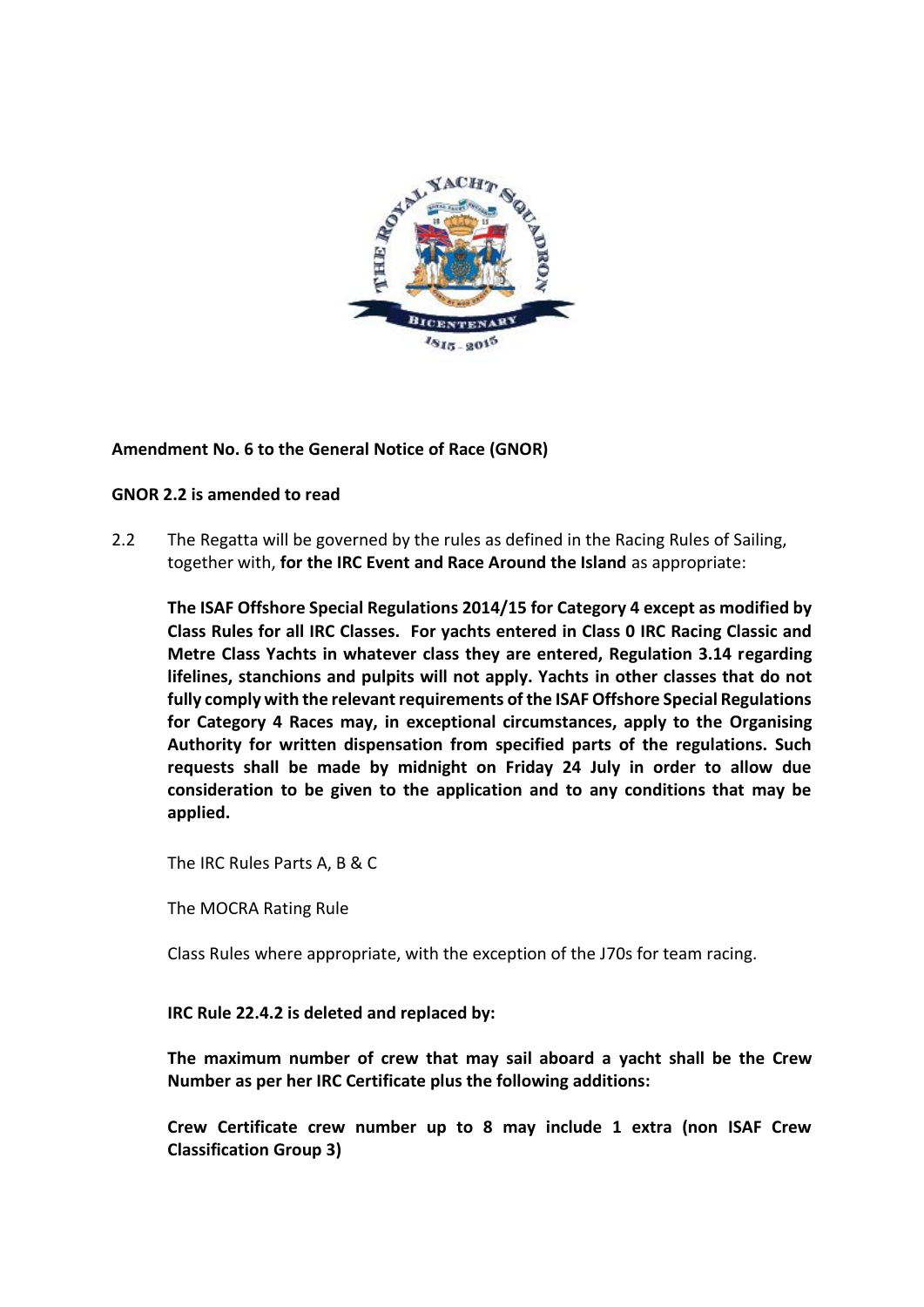**Amendment No. 6 to the General Notice of Race (GNOR)**

**GNOR 2.2 is amended to read**

2.2 The Regatta will be governed by the rules as defined in the Racing Rules of Sailing, together with, **for the IRC Event and Race Around the Island** as appropriate:

**The ISAF Offshore Special Regulations 2014/15 for Category 4 except as modified by Class Rules for all IRC Classes. For yachts entered in Class 0 IRC Racing Classic and Metre Class Yachts in whatever class they are entered, Regulation 3.14 regarding lifelines, stanchions and pulpits will not apply. Yachts in other classes that do not fully comply with the relevant requirements of the ISAF Offshore Special Regulations for Category 4 Races may, in exceptional circumstances, apply to the Organising Authority for written dispensation from specified parts of the regulations. Such requests shall be made by midnight on Friday 24 July in order to allow due consideration to be given to the application and to any conditions that may be applied.**

The IRC Rules Parts A, B & C

The MOCRA Rating Rule

Class Rules where appropriate, with the exception of the J70s for team racing.

**IRC Rule 22.4.2 is deleted and replaced by:**

**The maximum number of crew that may sail aboard a yacht shall be the Crew Number as per her IRC Certificate plus the following additions:**

**Crew Certificate crew number up to 8 may include 1 extra (non ISAF Crew Classification Group 3)**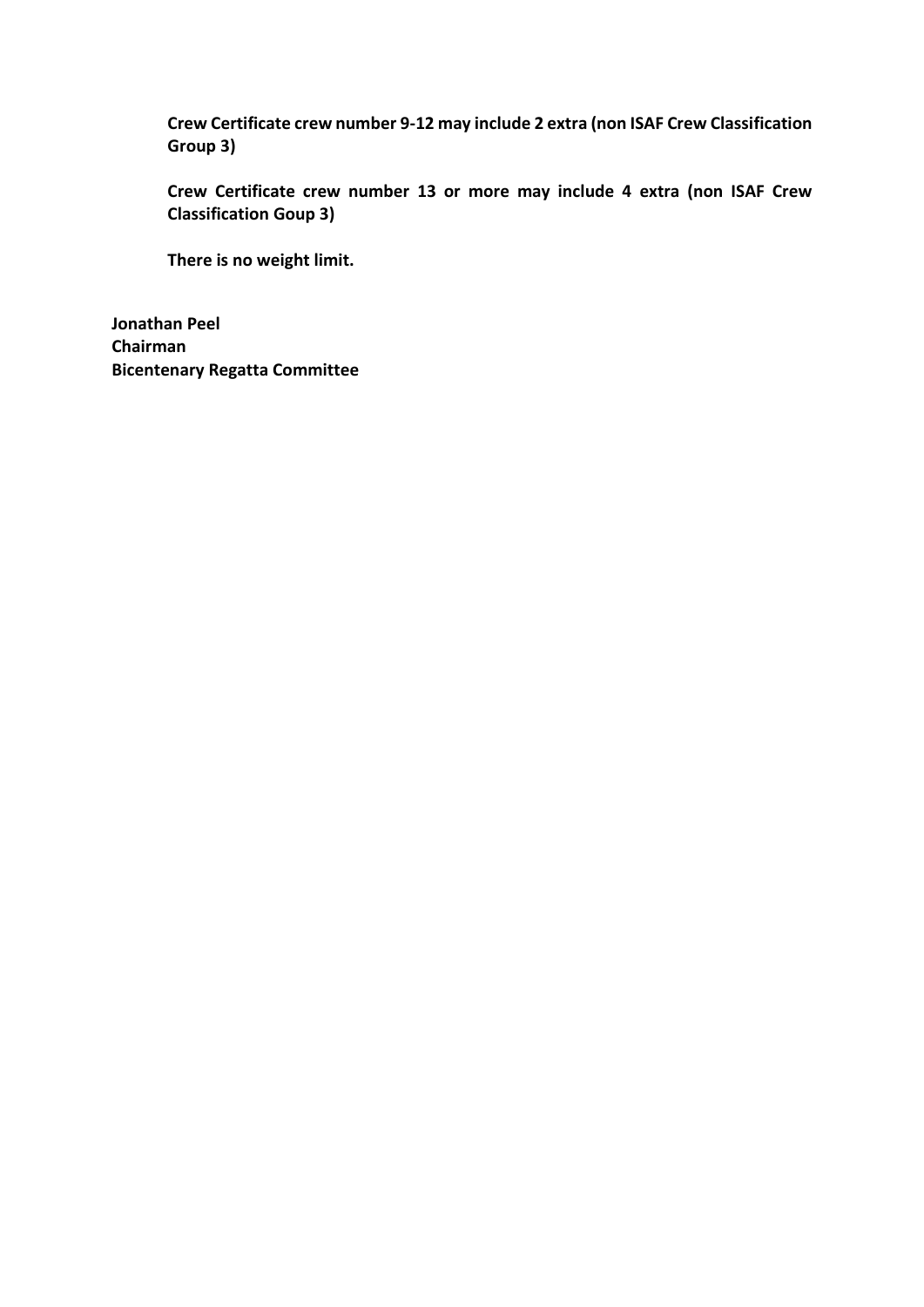**Crew Certificate crew number 9-12 may include 2 extra (non ISAF Crew Classification Group 3)**

**Crew Certificate crew number 13 or more may include 4 extra (non ISAF Crew Classification Goup 3)**

**There is no weight limit.**

**Jonathan Peel**
**Chairman**
**Bicentenary Regatta Committee**